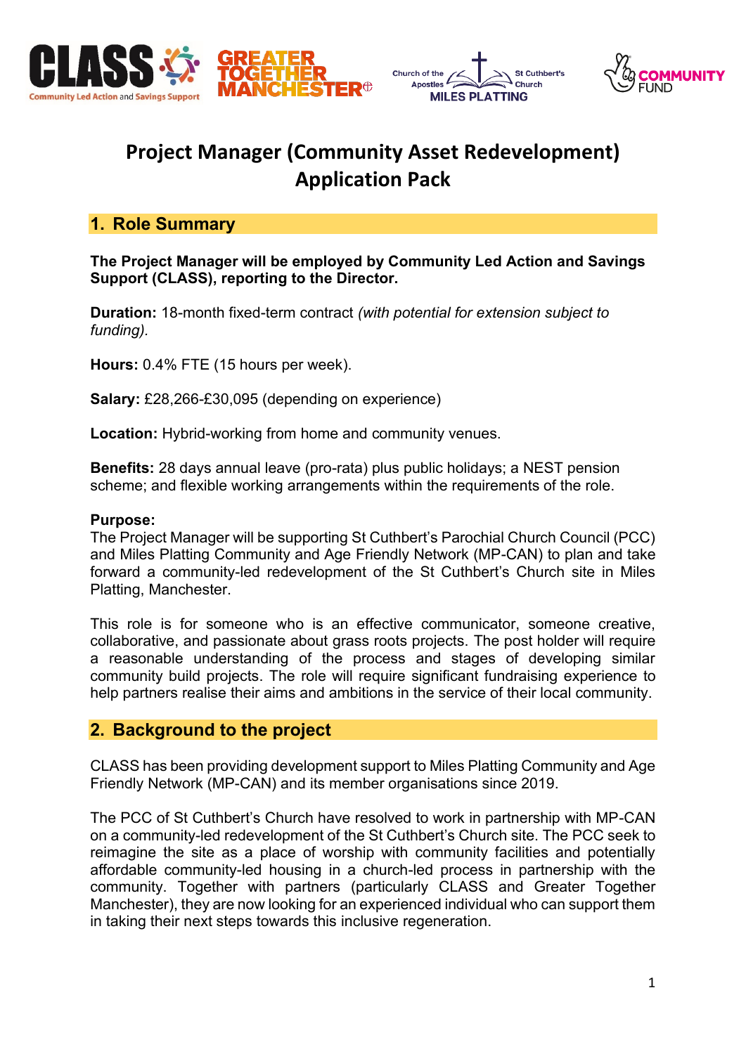# Project Manager (Community Asset Redevelopment) Application Pack

## 1. Role Summary

**The Project Manager will be employed by Community Led Action and Savings Support (CLASS), reporting to the Director.**

**Duration:** 18-month fixed-term contract *(with potential for extension subject to funding).*

**Hours:** 0.4% FTE (15 hours per week).

**Salary:** £28,266-£30,095 (depending on experience)

**Location:** Hybrid-working from home and community venues.

**Benefits:** 28 days annual leave (pro-rata) plus public holidays; a NEST pension scheme; and flexible working arrangements within the requirements of the role.

**Purpose:**
The Project Manager will be supporting St Cuthbert's Parochial Church Council (PCC) and Miles Platting Community and Age Friendly Network (MP-CAN) to plan and take forward a community-led redevelopment of the St Cuthbert's Church site in Miles Platting, Manchester.

This role is for someone who is an effective communicator, someone creative, collaborative, and passionate about grass roots projects. The post holder will require a reasonable understanding of the process and stages of developing similar community build projects. The role will require significant fundraising experience to help partners realise their aims and ambitions in the service of their local community.

## 2. Background to the project

CLASS has been providing development support to Miles Platting Community and Age Friendly Network (MP-CAN) and its member organisations since 2019.

The PCC of St Cuthbert's Church have resolved to work in partnership with MP-CAN on a community-led redevelopment of the St Cuthbert's Church site. The PCC seek to reimagine the site as a place of worship with community facilities and potentially affordable community-led housing in a church-led process in partnership with the community. Together with partners (particularly CLASS and Greater Together Manchester), they are now looking for an experienced individual who can support them in taking their next steps towards this inclusive regeneration.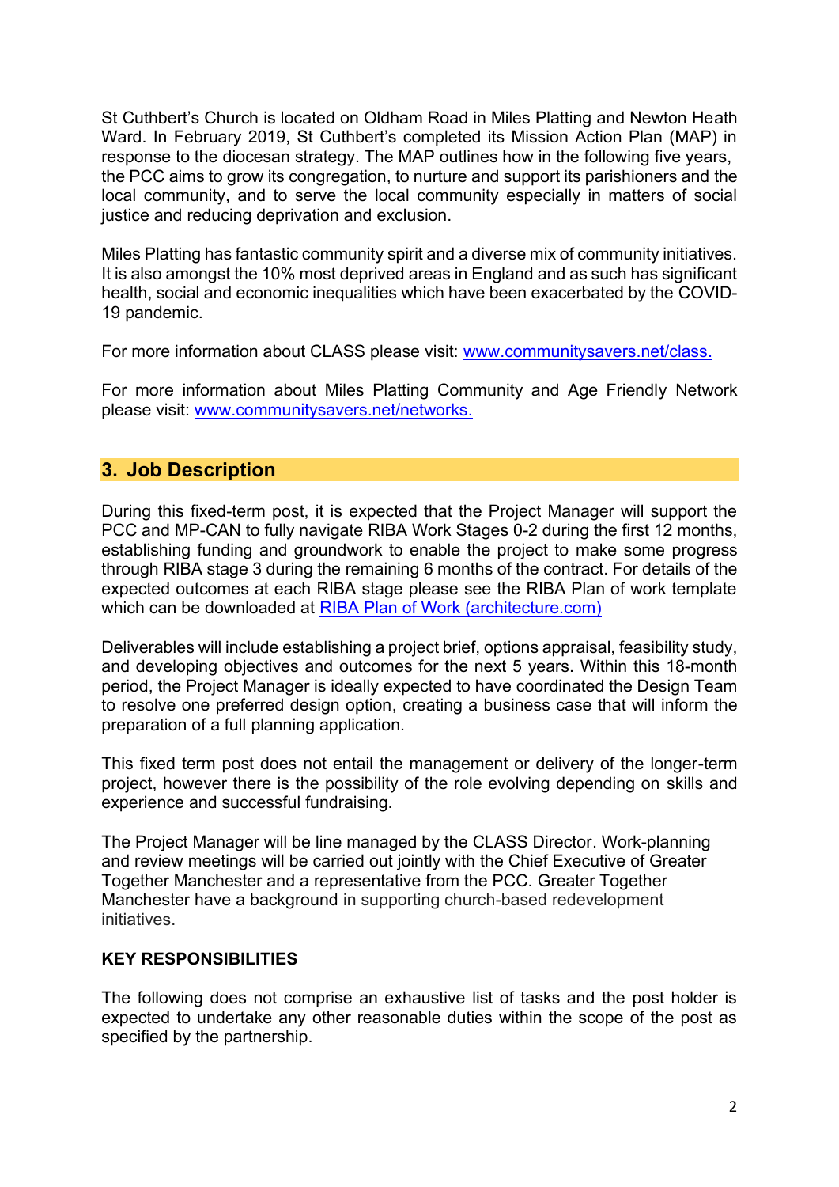St Cuthbert's Church is located on Oldham Road in Miles Platting and Newton Heath Ward. In February 2019, St Cuthbert's completed its Mission Action Plan (MAP) in response to the diocesan strategy. The MAP outlines how in the following five years, the PCC aims to grow its congregation, to nurture and support its parishioners and the local community, and to serve the local community especially in matters of social justice and reducing deprivation and exclusion.

Miles Platting has fantastic community spirit and a diverse mix of community initiatives. It is also amongst the 10% most deprived areas in England and as such has significant health, social and economic inequalities which have been exacerbated by the COVID-19 pandemic.

For more information about CLASS please visit: [www.communitysavers.net/class.](http://www.communitysavers.net/class)

For more information about Miles Platting Community and Age Friendly Network please visit: [www.communitysavers.net/networks.](http://www.communitysavers.net/networks)

## 3. Job Description

During this fixed-term post, it is expected that the Project Manager will support the PCC and MP-CAN to fully navigate RIBA Work Stages 0-2 during the first 12 months, establishing funding and groundwork to enable the project to make some progress through RIBA stage 3 during the remaining 6 months of the contract. For details of the expected outcomes at each RIBA stage please see the RIBA Plan of work template which can be downloaded at [RIBA Plan of Work (architecture.com)](https://www.architecture.com)

Deliverables will include establishing a project brief, options appraisal, feasibility study, and developing objectives and outcomes for the next 5 years. Within this 18-month period, the Project Manager is ideally expected to have coordinated the Design Team to resolve one preferred design option, creating a business case that will inform the preparation of a full planning application.

This fixed term post does not entail the management or delivery of the longer-term project, however there is the possibility of the role evolving depending on skills and experience and successful fundraising.

The Project Manager will be line managed by the CLASS Director. Work-planning and review meetings will be carried out jointly with the Chief Executive of Greater Together Manchester and a representative from the PCC. Greater Together Manchester have a background in supporting church-based redevelopment initiatives.

**KEY RESPONSIBILITIES**

The following does not comprise an exhaustive list of tasks and the post holder is expected to undertake any other reasonable duties within the scope of the post as specified by the partnership.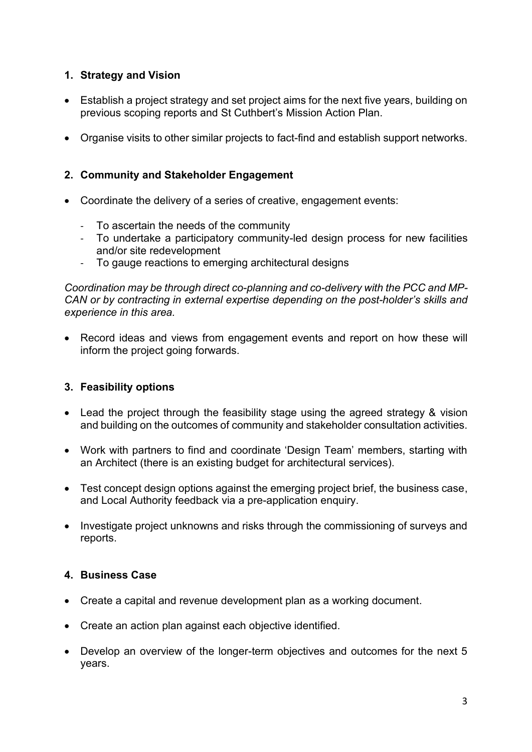## 1. Strategy and Vision

- Establish a project strategy and set project aims for the next five years, building on previous scoping reports and St Cuthbert's Mission Action Plan.
- Organise visits to other similar projects to fact-find and establish support networks.

## 2. Community and Stakeholder Engagement

- Coordinate the delivery of a series of creative, engagement events:
  - To ascertain the needs of the community
  - To undertake a participatory community-led design process for new facilities and/or site redevelopment
  - To gauge reactions to emerging architectural designs

*Coordination may be through direct co-planning and co-delivery with the PCC and MP-CAN or by contracting in external expertise depending on the post-holder's skills and experience in this area.*

- Record ideas and views from engagement events and report on how these will inform the project going forwards.

## 3. Feasibility options

- Lead the project through the feasibility stage using the agreed strategy & vision and building on the outcomes of community and stakeholder consultation activities.
- Work with partners to find and coordinate 'Design Team' members, starting with an Architect (there is an existing budget for architectural services).
- Test concept design options against the emerging project brief, the business case, and Local Authority feedback via a pre-application enquiry.
- Investigate project unknowns and risks through the commissioning of surveys and reports.

## 4. Business Case

- Create a capital and revenue development plan as a working document.
- Create an action plan against each objective identified.
- Develop an overview of the longer-term objectives and outcomes for the next 5 years.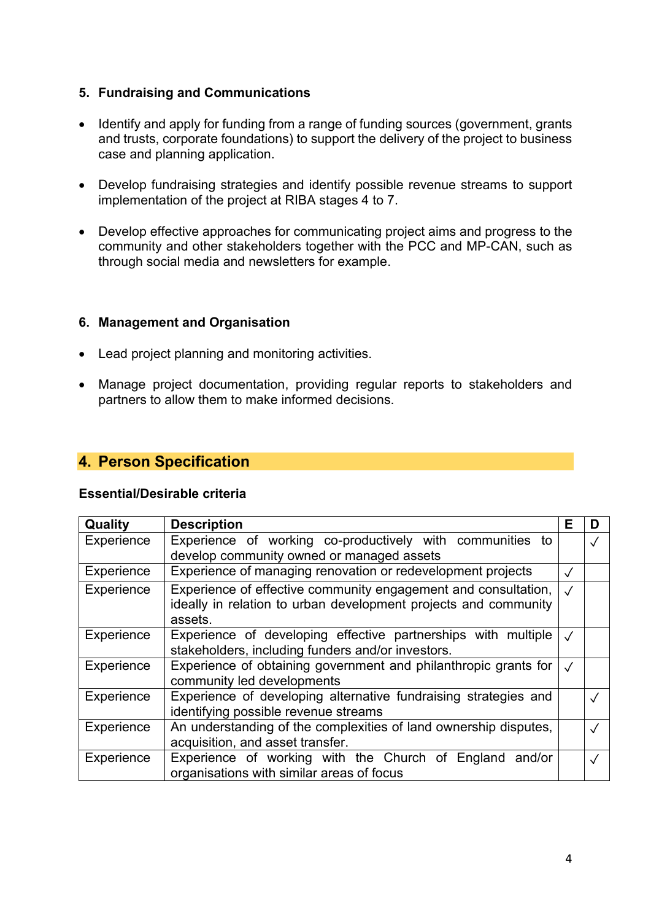### 5. Fundraising and Communications

- Identify and apply for funding from a range of funding sources (government, grants and trusts, corporate foundations) to support the delivery of the project to business case and planning application.

- Develop fundraising strategies and identify possible revenue streams to support implementation of the project at RIBA stages 4 to 7.

- Develop effective approaches for communicating project aims and progress to the community and other stakeholders together with the PCC and MP-CAN, such as through social media and newsletters for example.

### 6. Management and Organisation

- Lead project planning and monitoring activities.

- Manage project documentation, providing regular reports to stakeholders and partners to allow them to make informed decisions.

## 4. Person Specification

**Essential/Desirable criteria**

| Quality | Description | E | D |
|---|---|---|---|
| Experience | Experience of working co-productively with communities to develop community owned or managed assets | | ✓ |
| Experience | Experience of managing renovation or redevelopment projects | ✓ | |
| Experience | Experience of effective community engagement and consultation, ideally in relation to urban development projects and community assets. | ✓ | |
| Experience | Experience of developing effective partnerships with multiple stakeholders, including funders and/or investors. | ✓ | |
| Experience | Experience of obtaining government and philanthropic grants for community led developments | ✓ | |
| Experience | Experience of developing alternative fundraising strategies and identifying possible revenue streams | | ✓ |
| Experience | An understanding of the complexities of land ownership disputes, acquisition, and asset transfer. | | ✓ |
| Experience | Experience of working with the Church of England and/or organisations with similar areas of focus | | ✓ |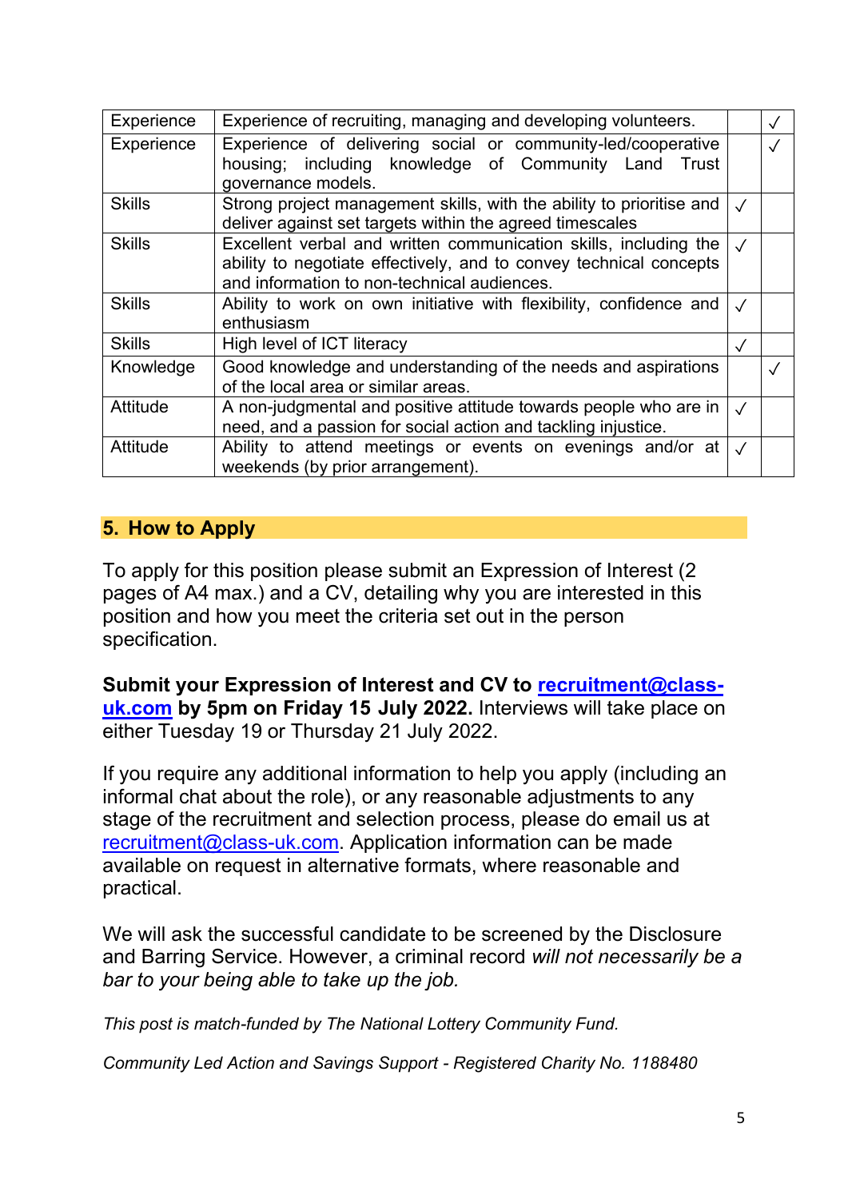| | | | |
|---|---|---|---|
| Experience | Experience of recruiting, managing and developing volunteers. | | ✓ |
| Experience | Experience of delivering social or community-led/cooperative housing; including knowledge of Community Land Trust governance models. | | ✓ |
| Skills | Strong project management skills, with the ability to prioritise and deliver against set targets within the agreed timescales | ✓ | |
| Skills | Excellent verbal and written communication skills, including the ability to negotiate effectively, and to convey technical concepts and information to non-technical audiences. | ✓ | |
| Skills | Ability to work on own initiative with flexibility, confidence and enthusiasm | ✓ | |
| Skills | High level of ICT literacy | ✓ | |
| Knowledge | Good knowledge and understanding of the needs and aspirations of the local area or similar areas. | | ✓ |
| Attitude | A non-judgmental and positive attitude towards people who are in need, and a passion for social action and tackling injustice. | ✓ | |
| Attitude | Ability to attend meetings or events on evenings and/or at weekends (by prior arrangement). | ✓ | |

## 5. How to Apply

To apply for this position please submit an Expression of Interest (2 pages of A4 max.) and a CV, detailing why you are interested in this position and how you meet the criteria set out in the person specification.

**Submit your Expression of Interest and CV to recruitment@class-uk.com by 5pm on Friday 15 July 2022.** Interviews will take place on either Tuesday 19 or Thursday 21 July 2022.

If you require any additional information to help you apply (including an informal chat about the role), or any reasonable adjustments to any stage of the recruitment and selection process, please do email us at recruitment@class-uk.com. Application information can be made available on request in alternative formats, where reasonable and practical.

We will ask the successful candidate to be screened by the Disclosure and Barring Service. However, a criminal record *will not necessarily be a bar to your being able to take up the job.*

*This post is match-funded by The National Lottery Community Fund.*

*Community Led Action and Savings Support - Registered Charity No. 1188480*